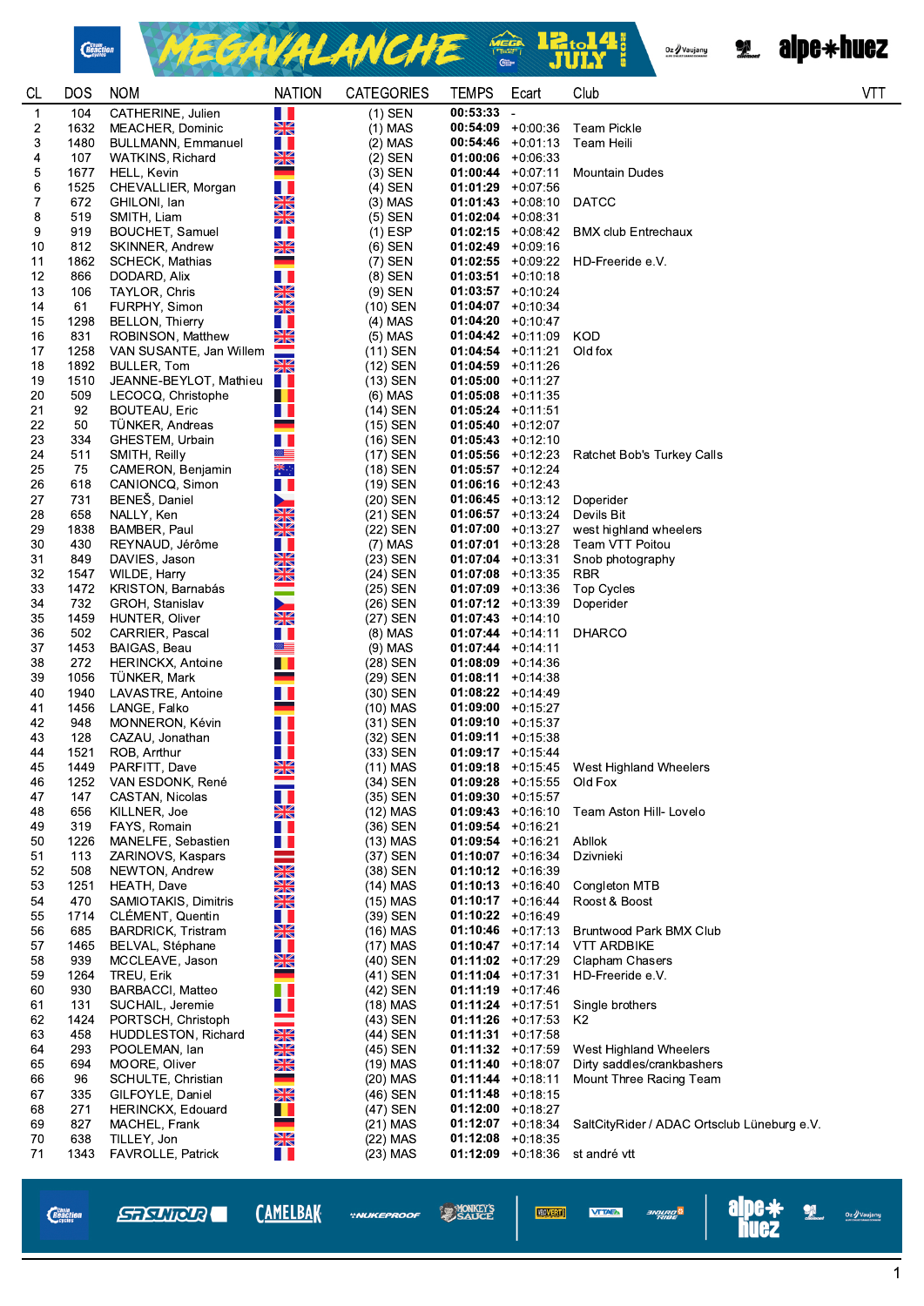# MEGAVALANCHE 12 to 14 JULY

| CL | DOS | NOM | NATION | CATEGORIES | TEMPS | Ecart | Club | VTT |
|---|---|---|---|---|---|---|---|---|
| 1 | 104 | CATHERINE, Julien | | (1) SEN | 00:53:33 | - | | |
| 2 | 1632 | MEACHER, Dominic | | (1) MAS | 00:54:09 | +0:00:36 | Team Pickle | |
| 3 | 1480 | BULLMANN, Emmanuel | | (2) MAS | 00:54:46 | +0:01:13 | Team Heili | |
| 4 | 107 | WATKINS, Richard | | (2) SEN | 01:00:06 | +0:06:33 | | |
| 5 | 1677 | HELL, Kevin | | (3) SEN | 01:00:44 | +0:07:11 | Mountain Dudes | |
| 6 | 1525 | CHEVALLIER, Morgan | | (4) SEN | 01:01:29 | +0:07:56 | | |
| 7 | 672 | GHILONI, Ian | | (3) MAS | 01:01:43 | +0:08:10 | DATCC | |
| 8 | 519 | SMITH, Liam | | (5) SEN | 01:02:04 | +0:08:31 | | |
| 9 | 919 | BOUCHET, Samuel | | (1) ESP | 01:02:15 | +0:08:42 | BMX club Entrechaux | |
| 10 | 812 | SKINNER, Andrew | | (6) SEN | 01:02:49 | +0:09:16 | | |
| 11 | 1862 | SCHECK, Mathias | | (7) SEN | 01:02:55 | +0:09:22 | HD-Freeride e.V. | |
| 12 | 866 | DODARD, Alix | | (8) SEN | 01:03:51 | +0:10:18 | | |
| 13 | 106 | TAYLOR, Chris | | (9) SEN | 01:03:57 | +0:10:24 | | |
| 14 | 61 | FURPHY, Simon | | (10) SEN | 01:04:07 | +0:10:34 | | |
| 15 | 1298 | BELLON, Thierry | | (4) MAS | 01:04:20 | +0:10:47 | | |
| 16 | 831 | ROBINSON, Matthew | | (5) MAS | 01:04:42 | +0:11:09 | KOD | |
| 17 | 1258 | VAN SUSANTE, Jan Willem | | (11) SEN | 01:04:54 | +0:11:21 | Old fox | |
| 18 | 1892 | BULLER, Tom | | (12) SEN | 01:04:59 | +0:11:26 | | |
| 19 | 1510 | JEANNE-BEYLOT, Mathieu | | (13) SEN | 01:05:00 | +0:11:27 | | |
| 20 | 509 | LECOCQ, Christophe | | (6) MAS | 01:05:08 | +0:11:35 | | |
| 21 | 92 | BOUTEAU, Eric | | (14) SEN | 01:05:24 | +0:11:51 | | |
| 22 | 50 | TÜNKER, Andreas | | (15) SEN | 01:05:40 | +0:12:07 | | |
| 23 | 334 | GHESTEM, Urbain | | (16) SEN | 01:05:43 | +0:12:10 | | |
| 24 | 511 | SMITH, Reilly | | (17) SEN | 01:05:56 | +0:12:23 | Ratchet Bob's Turkey Calls | |
| 25 | 75 | CAMERON, Benjamin | | (18) SEN | 01:05:57 | +0:12:24 | | |
| 26 | 618 | CANIONCQ, Simon | | (19) SEN | 01:06:16 | +0:12:43 | | |
| 27 | 731 | BENEŠ, Daniel | | (20) SEN | 01:06:45 | +0:13:12 | Doperider | |
| 28 | 658 | NALLY, Ken | | (21) SEN | 01:06:57 | +0:13:24 | Devils Bit | |
| 29 | 1838 | BAMBER, Paul | | (22) SEN | 01:07:00 | +0:13:27 | west highland wheelers | |
| 30 | 430 | REYNAUD, Jérôme | | (7) MAS | 01:07:01 | +0:13:28 | Team VTT Poitou | |
| 31 | 849 | DAVIES, Jason | | (23) SEN | 01:07:04 | +0:13:31 | Snob photography | |
| 32 | 1547 | WILDE, Harry | | (24) SEN | 01:07:08 | +0:13:35 | RBR | |
| 33 | 1472 | KRISTON, Barnabás | | (25) SEN | 01:07:09 | +0:13:36 | Top Cycles | |
| 34 | 732 | GROH, Stanislav | | (26) SEN | 01:07:12 | +0:13:39 | Doperider | |
| 35 | 1459 | HUNTER, Oliver | | (27) SEN | 01:07:43 | +0:14:10 | | |
| 36 | 502 | CARRIER, Pascal | | (8) MAS | 01:07:44 | +0:14:11 | DHARCO | |
| 37 | 1453 | BAIGAS, Beau | | (9) MAS | 01:07:44 | +0:14:11 | | |
| 38 | 272 | HERINCKX, Antoine | | (28) SEN | 01:08:09 | +0:14:36 | | |
| 39 | 1056 | TÜNKER, Mark | | (29) SEN | 01:08:11 | +0:14:38 | | |
| 40 | 1940 | LAVASTRE, Antoine | | (30) SEN | 01:08:22 | +0:14:49 | | |
| 41 | 1456 | LANGE, Falko | | (10) MAS | 01:09:00 | +0:15:27 | | |
| 42 | 948 | MONNERON, Kévin | | (31) SEN | 01:09:10 | +0:15:37 | | |
| 43 | 128 | CAZAU, Jonathan | | (32) SEN | 01:09:11 | +0:15:38 | | |
| 44 | 1521 | ROB, Arthur | | (33) SEN | 01:09:17 | +0:15:44 | | |
| 45 | 1449 | PARFITT, Dave | | (11) MAS | 01:09:18 | +0:15:45 | West Highland Wheelers | |
| 46 | 1252 | VAN ESDONK, René | | (34) SEN | 01:09:28 | +0:15:55 | Old Fox | |
| 47 | 147 | CASTAN, Nicolas | | (35) SEN | 01:09:30 | +0:15:57 | | |
| 48 | 656 | KILLNER, Joe | | (12) MAS | 01:09:43 | +0:16:10 | Team Aston Hill- Lovelo | |
| 49 | 319 | FAYS, Romain | | (36) SEN | 01:09:54 | +0:16:21 | | |
| 50 | 1226 | MANELFE, Sebastien | | (13) MAS | 01:09:54 | +0:16:21 | Abllok | |
| 51 | 113 | ZARINOVS, Kaspars | | (37) SEN | 01:10:07 | +0:16:34 | Dzivnieki | |
| 52 | 508 | NEWTON, Andrew | | (38) SEN | 01:10:12 | +0:16:39 | | |
| 53 | 1251 | HEATH, Dave | | (14) MAS | 01:10:13 | +0:16:40 | Congleton MTB | |
| 54 | 470 | SAMIOTAKIS, Dimitris | | (15) MAS | 01:10:17 | +0:16:44 | Roost & Boost | |
| 55 | 1714 | CLÉMENT, Quentin | | (39) SEN | 01:10:22 | +0:16:49 | | |
| 56 | 685 | BARDRICK, Tristram | | (16) MAS | 01:10:46 | +0:17:13 | Bruntwood Park BMX Club | |
| 57 | 1465 | BELVAL, Stéphane | | (17) MAS | 01:10:47 | +0:17:14 | VTT ARDBIKE | |
| 58 | 939 | MCCLEAVE, Jason | | (40) SEN | 01:11:02 | +0:17:29 | Clapham Chasers | |
| 59 | 1264 | TREU, Erik | | (41) SEN | 01:11:04 | +0:17:31 | HD-Freeride e.V. | |
| 60 | 930 | BARBACCI, Matteo | | (42) SEN | 01:11:19 | +0:17:46 | | |
| 61 | 131 | SUCHAIL, Jeremie | | (18) MAS | 01:11:24 | +0:17:51 | Single brothers | |
| 62 | 1424 | PORTSCH, Christoph | | (43) SEN | 01:11:26 | +0:17:53 | K2 | |
| 63 | 458 | HUDDLESTON, Richard | | (44) SEN | 01:11:31 | +0:17:58 | | |
| 64 | 293 | POOLEMAN, Ian | | (45) SEN | 01:11:32 | +0:17:59 | West Highland Wheelers | |
| 65 | 694 | MOORE, Oliver | | (19) MAS | 01:11:40 | +0:18:07 | Dirty saddles/crankbashers | |
| 66 | 96 | SCHULTE, Christian | | (20) MAS | 01:11:44 | +0:18:11 | Mount Three Racing Team | |
| 67 | 335 | GILFOYLE, Daniel | | (46) SEN | 01:11:48 | +0:18:15 | | |
| 68 | 271 | HERINCKX, Edouard | | (47) SEN | 01:12:00 | +0:18:27 | | |
| 69 | 827 | MACHEL, Frank | | (21) MAS | 01:12:07 | +0:18:34 | SaltCityRider / ADAC Ortsclub Lüneburg e.V. | |
| 70 | 638 | TILLEY, Jon | | (22) MAS | 01:12:08 | +0:18:35 | | |
| 71 | 1343 | FAVROLLE, Patrick | | (23) MAS | 01:12:09 | +0:18:36 | st andré vtt | |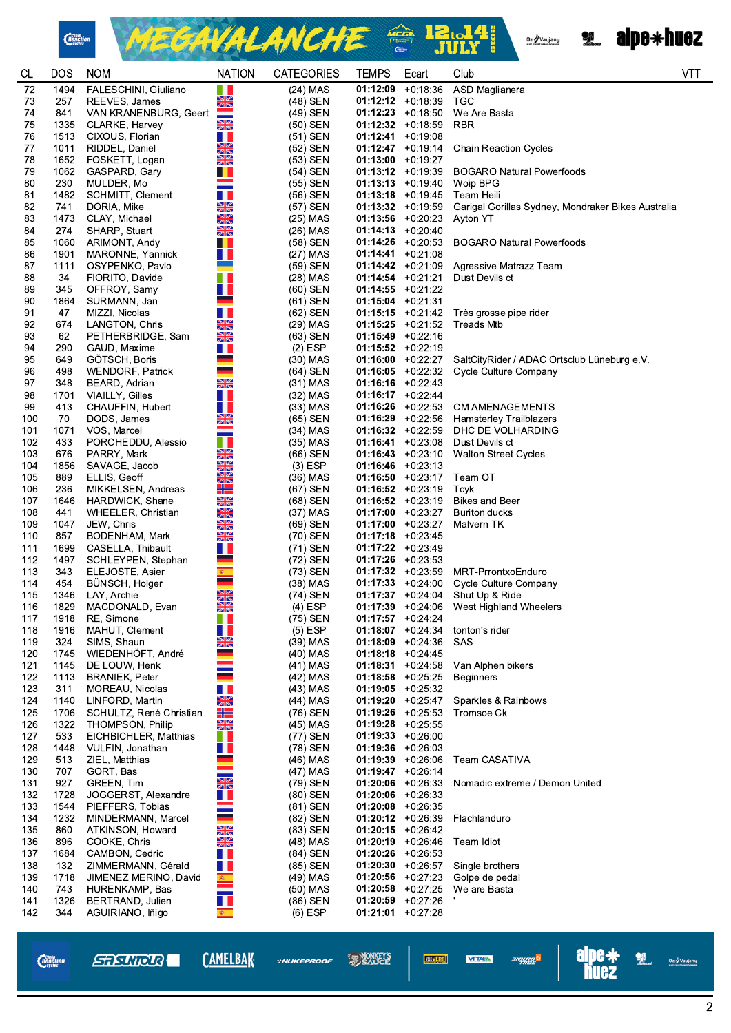| CL | DOS | NOM | NATION | CATEGORIES | TEMPS | Ecart | Club | VTT |
|---|---|---|---|---|---|---|---|---|
| 72 | 1494 | FALESCHINI, Giuliano | | (24) MAS | 01:12:09 | +0:18:36 | ASD Maglianera | |
| 73 | 257 | REEVES, James | | (48) SEN | 01:12:12 | +0:18:39 | TGC | |
| 74 | 841 | VAN KRANENBURG, Geert | | (49) SEN | 01:12:23 | +0:18:50 | We Are Basta | |
| 75 | 1335 | CLARKE, Harvey | | (50) SEN | 01:12:32 | +0:18:59 | RBR | |
| 76 | 1513 | CIXOUS, Florian | | (51) SEN | 01:12:41 | +0:19:08 | | |
| 77 | 1011 | RIDDEL, Daniel | | (52) SEN | 01:12:47 | +0:19:14 | Chain Reaction Cycles | |
| 78 | 1652 | FOSKETT, Logan | | (53) SEN | 01:13:00 | +0:19:27 | | |
| 79 | 1062 | GASPARD, Gary | | (54) SEN | 01:13:12 | +0:19:39 | BOGARO Natural Powerfoods | |
| 80 | 230 | MULDER, Mo | | (55) SEN | 01:13:13 | +0:19:40 | Woip BPG | |
| 81 | 1482 | SCHMITT, Clement | | (56) SEN | 01:13:18 | +0:19:45 | Team Heili | |
| 82 | 741 | DORIA, Mike | | (57) SEN | 01:13:32 | +0:19:59 | Garigal Gorillas Sydney, Mondraker Bikes Australia | |
| 83 | 1473 | CLAY, Michael | | (25) MAS | 01:13:56 | +0:20:23 | Ayton YT | |
| 84 | 274 | SHARP, Stuart | | (26) MAS | 01:14:13 | +0:20:40 | | |
| 85 | 1060 | ARIMONT, Andy | | (58) SEN | 01:14:26 | +0:20:53 | BOGARO Natural Powerfoods | |
| 86 | 1901 | MARONNE, Yannick | | (27) MAS | 01:14:41 | +0:21:08 | | |
| 87 | 1111 | OSYPENKO, Pavlo | | (59) SEN | 01:14:42 | +0:21:09 | Agressive Matrazz Team | |
| 88 | 34 | FIORITO, Davide | | (28) MAS | 01:14:54 | +0:21:21 | Dust Devils ct | |
| 89 | 345 | OFFROY, Samy | | (60) SEN | 01:14:55 | +0:21:22 | | |
| 90 | 1864 | SURMANN, Jan | | (61) SEN | 01:15:04 | +0:21:31 | | |
| 91 | 47 | MIZZI, Nicolas | | (62) SEN | 01:15:15 | +0:21:42 | Très grosse pipe rider | |
| 92 | 674 | LANGTON, Chris | | (29) MAS | 01:15:25 | +0:21:52 | Treads Mtb | |
| 93 | 62 | PETHERBRIDGE, Sam | | (63) SEN | 01:15:49 | +0:22:16 | | |
| 94 | 290 | GAUD, Maxime | | (2) ESP | 01:15:52 | +0:22:19 | | |
| 95 | 649 | GÖTSCH, Boris | | (30) MAS | 01:16:00 | +0:22:27 | SaltCityRider / ADAC Ortsclub Lüneburg e.V. | |
| 96 | 498 | WENDORF, Patrick | | (64) SEN | 01:16:05 | +0:22:32 | Cycle Culture Company | |
| 97 | 348 | BEARD, Adrian | | (31) MAS | 01:16:16 | +0:22:43 | | |
| 98 | 1701 | VIAILLY, Gilles | | (32) MAS | 01:16:17 | +0:22:44 | | |
| 99 | 413 | CHAUFFIN, Hubert | | (33) MAS | 01:16:26 | +0:22:53 | CM AMENAGEMENTS | |
| 100 | 70 | DODS, James | | (65) SEN | 01:16:29 | +0:22:56 | Hamsterley Trailblazers | |
| 101 | 1071 | VOS, Marcel | | (34) MAS | 01:16:32 | +0:22:59 | DHC DE VOLHARDING | |
| 102 | 433 | PORCHEDDU, Alessio | | (35) MAS | 01:16:41 | +0:23:08 | Dust Devils ct | |
| 103 | 676 | PARRY, Mark | | (66) SEN | 01:16:43 | +0:23:10 | Walton Street Cycles | |
| 104 | 1856 | SAVAGE, Jacob | | (3) ESP | 01:16:46 | +0:23:13 | | |
| 105 | 889 | ELLIS, Geoff | | (36) MAS | 01:16:50 | +0:23:17 | Team OT | |
| 106 | 236 | MIKKELSEN, Andreas | | (67) SEN | 01:16:52 | +0:23:19 | Tcyk | |
| 107 | 1646 | HARDWICK, Shane | | (68) SEN | 01:16:52 | +0:23:19 | Bikes and Beer | |
| 108 | 441 | WHEELER, Christian | | (37) MAS | 01:17:00 | +0:23:27 | Buriton ducks | |
| 109 | 1047 | JEW, Chris | | (69) SEN | 01:17:00 | +0:23:27 | Malvern TK | |
| 110 | 857 | BODENHAM, Mark | | (70) SEN | 01:17:18 | +0:23:45 | | |
| 111 | 1699 | CASELLA, Thibault | | (71) SEN | 01:17:22 | +0:23:49 | | |
| 112 | 1497 | SCHLEYPEN, Stephan | | (72) SEN | 01:17:26 | +0:23:53 | | |
| 113 | 343 | ELEJOSTE, Asier | | (73) SEN | 01:17:32 | +0:23:59 | MRT-PrrontxoEnduro | |
| 114 | 454 | BÜNSCH, Holger | | (38) MAS | 01:17:33 | +0:24:00 | Cycle Culture Company | |
| 115 | 1346 | LAY, Archie | | (74) SEN | 01:17:37 | +0:24:04 | Shut Up & Ride | |
| 116 | 1829 | MACDONALD, Evan | | (4) ESP | 01:17:39 | +0:24:06 | West Highland Wheelers | |
| 117 | 1918 | RE, Simone | | (75) SEN | 01:17:57 | +0:24:24 | | |
| 118 | 1916 | MAHUT, Clement | | (5) ESP | 01:18:07 | +0:24:34 | tonton's rider | |
| 119 | 324 | SIMS, Shaun | | (39) MAS | 01:18:09 | +0:24:36 | SAS | |
| 120 | 1745 | WIEDENHÖFT, André | | (40) MAS | 01:18:18 | +0:24:45 | | |
| 121 | 1145 | DE LOUW, Henk | | (41) MAS | 01:18:31 | +0:24:58 | Van Alphen bikers | |
| 122 | 1113 | BRANIEK, Peter | | (42) MAS | 01:18:58 | +0:25:25 | Beginners | |
| 123 | 311 | MOREAU, Nicolas | | (43) MAS | 01:19:05 | +0:25:32 | | |
| 124 | 1140 | LINFORD, Martin | | (44) MAS | 01:19:20 | +0:25:47 | Sparkles & Rainbows | |
| 125 | 1706 | SCHULTZ, René Christian | | (76) SEN | 01:19:26 | +0:25:53 | Tromsoe Ck | |
| 126 | 1322 | THOMPSON, Philip | | (45) MAS | 01:19:28 | +0:25:55 | | |
| 127 | 533 | EICHBICHLER, Matthias | | (77) SEN | 01:19:33 | +0:26:00 | | |
| 128 | 1448 | VULFIN, Jonathan | | (78) SEN | 01:19:36 | +0:26:03 | | |
| 129 | 513 | ZIEL, Matthias | | (46) MAS | 01:19:39 | +0:26:06 | Team CASATIVA | |
| 130 | 707 | GORT, Bas | | (47) MAS | 01:19:47 | +0:26:14 | | |
| 131 | 927 | GREEN, Tim | | (79) SEN | 01:20:06 | +0:26:33 | Nomadic extreme / Demon United | |
| 132 | 1728 | JOGGERST, Alexandre | | (80) SEN | 01:20:06 | +0:26:33 | | |
| 133 | 1544 | PIEFFERS, Tobias | | (81) SEN | 01:20:08 | +0:26:35 | | |
| 134 | 1232 | MINDERMANN, Marcel | | (82) SEN | 01:20:12 | +0:26:39 | Flachlanduro | |
| 135 | 860 | ATKINSON, Howard | | (83) SEN | 01:20:15 | +0:26:42 | | |
| 136 | 896 | COOKE, Chris | | (48) MAS | 01:20:19 | +0:26:46 | Team Idiot | |
| 137 | 1684 | CAMBON, Cedric | | (84) SEN | 01:20:26 | +0:26:53 | | |
| 138 | 132 | ZIMMERMANN, Gérald | | (85) SEN | 01:20:30 | +0:26:57 | Single brothers | |
| 139 | 1718 | JIMENEZ MERINO, David | | (49) MAS | 01:20:56 | +0:27:23 | Golpe de pedal | |
| 140 | 743 | HURENKAMP, Bas | | (50) MAS | 01:20:58 | +0:27:25 | We are Basta | |
| 141 | 1326 | BERTRAND, Julien | | (86) SEN | 01:20:59 | +0:27:26 | ' | |
| 142 | 344 | AGUIRIANO, Iñigo | | (6) ESP | 01:21:01 | +0:27:28 | | |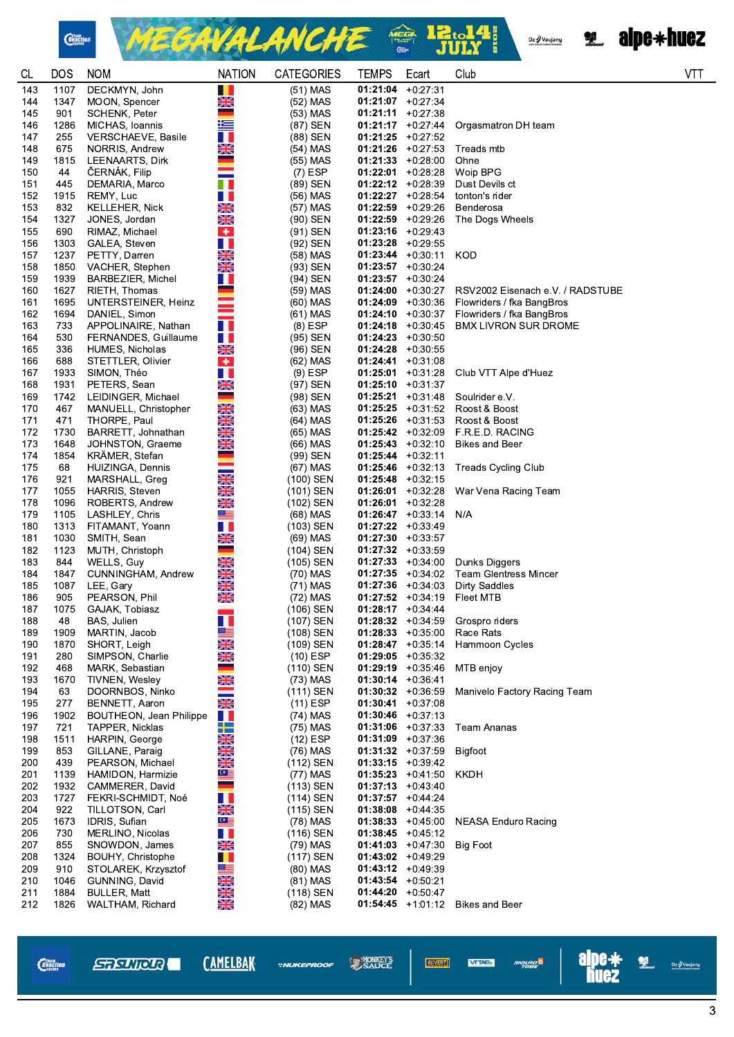| CL | DOS | NOM | NATION | CATEGORIES | TEMPS | Ecart | Club | VTT |
|---|---|---|---|---|---|---|---|---|
| 143 | 1107 | DECKMYN, John | | (51) MAS | 01:21:04 | +0:27:31 | | |
| 144 | 1347 | MOON, Spencer | | (52) MAS | 01:21:07 | +0:27:34 | | |
| 145 | 901 | SCHENK, Peter | | (53) MAS | 01:21:11 | +0:27:38 | | |
| 146 | 1286 | MICHAS, Ioannis | | (87) SEN | 01:21:17 | +0:27:44 | Orgasmatron DH team | |
| 147 | 255 | VERSCHAEVE, Basile | | (88) SEN | 01:21:25 | +0:27:52 | | |
| 148 | 675 | NORRIS, Andrew | | (54) MAS | 01:21:26 | +0:27:53 | Treads mtb | |
| 149 | 1815 | LEENAARTS, Dirk | | (55) MAS | 01:21:33 | +0:28:00 | Ohne | |
| 150 | 44 | ČERNÁK, Filip | | (7) ESP | 01:22:01 | +0:28:28 | Woip BPG | |
| 151 | 445 | DEMARIA, Marco | | (89) SEN | 01:22:12 | +0:28:39 | Dust Devils ct | |
| 152 | 1915 | REMY, Luc | | (56) MAS | 01:22:27 | +0:28:54 | tonton's rider | |
| 153 | 832 | KELLEHER, Nick | | (57) MAS | 01:22:59 | +0:29:26 | Benderosa | |
| 154 | 1327 | JONES, Jordan | | (90) SEN | 01:22:59 | +0:29:26 | The Dogs Wheels | |
| 155 | 690 | RIMAZ, Michael | | (91) SEN | 01:23:16 | +0:29:43 | | |
| 156 | 1303 | GALEA, Steven | | (92) SEN | 01:23:28 | +0:29:55 | | |
| 157 | 1237 | PETTY, Darren | | (58) MAS | 01:23:44 | +0:30:11 | KOD | |
| 158 | 1850 | VACHER, Stephen | | (93) SEN | 01:23:57 | +0:30:24 | | |
| 159 | 1939 | BARBEZIER, Michel | | (94) SEN | 01:23:57 | +0:30:24 | | |
| 160 | 1627 | RIETH, Thomas | | (59) MAS | 01:24:00 | +0:30:27 | RSV2002 Eisenach e.V. / RADSTUBE | |
| 161 | 1695 | UNTERSTEINER, Heinz | | (60) MAS | 01:24:09 | +0:30:36 | Flowriders / fka BangBros | |
| 162 | 1694 | DANIEL, Simon | | (61) MAS | 01:24:10 | +0:30:37 | Flowriders / fka BangBros | |
| 163 | 733 | APPOLINAIRE, Nathan | | (8) ESP | 01:24:18 | +0:30:45 | BMX LIVRON SUR DROME | |
| 164 | 530 | FERNANDES, Guillaume | | (95) SEN | 01:24:23 | +0:30:50 | | |
| 165 | 336 | HUMES, Nicholas | | (96) SEN | 01:24:28 | +0:30:55 | | |
| 166 | 688 | STETTLER, Olivier | | (62) MAS | 01:24:41 | +0:31:08 | | |
| 167 | 1933 | SIMON, Théo | | (9) ESP | 01:25:01 | +0:31:28 | Club VTT Alpe d'Huez | |
| 168 | 1931 | PETERS, Sean | | (97) SEN | 01:25:10 | +0:31:37 | | |
| 169 | 1742 | LEIDINGER, Michael | | (98) SEN | 01:25:21 | +0:31:48 | Soulrider e.V. | |
| 170 | 467 | MANUELL, Christopher | | (63) MAS | 01:25:25 | +0:31:52 | Roost & Boost | |
| 171 | 471 | THORPE, Paul | | (64) MAS | 01:25:26 | +0:31:53 | Roost & Boost | |
| 172 | 1730 | BARRETT, Johnathan | | (65) MAS | 01:25:42 | +0:32:09 | F.R.E.D. RACING | |
| 173 | 1648 | JOHNSTON, Graeme | | (66) MAS | 01:25:43 | +0:32:10 | Bikes and Beer | |
| 174 | 1854 | KRÄMER, Stefan | | (99) SEN | 01:25:44 | +0:32:11 | | |
| 175 | 68 | HUIZINGA, Dennis | | (67) MAS | 01:25:46 | +0:32:13 | Treads Cycling Club | |
| 176 | 921 | MARSHALL, Greg | | (100) SEN | 01:25:48 | +0:32:15 | | |
| 177 | 1055 | HARRIS, Steven | | (101) SEN | 01:26:01 | +0:32:28 | War Vena Racing Team | |
| 178 | 1096 | ROBERTS, Andrew | | (102) SEN | 01:26:01 | +0:32:28 | | |
| 179 | 1105 | LASHLEY, Chris | | (68) MAS | 01:26:47 | +0:33:14 | N/A | |
| 180 | 1313 | FITAMANT, Yoann | | (103) SEN | 01:27:22 | +0:33:49 | | |
| 181 | 1030 | SMITH, Sean | | (69) MAS | 01:27:30 | +0:33:57 | | |
| 182 | 1123 | MUTH, Christoph | | (104) SEN | 01:27:32 | +0:33:59 | | |
| 183 | 844 | WELLS, Guy | | (105) SEN | 01:27:33 | +0:34:00 | Dunks Diggers | |
| 184 | 1847 | CUNNINGHAM, Andrew | | (70) MAS | 01:27:35 | +0:34:02 | Team Glentress Mincer | |
| 185 | 1087 | LEE, Gary | | (71) MAS | 01:27:36 | +0:34:03 | Dirty Saddles | |
| 186 | 905 | PEARSON, Phil | | (72) MAS | 01:27:52 | +0:34:19 | Fleet MTB | |
| 187 | 1075 | GAJAK, Tobiasz | | (106) SEN | 01:28:17 | +0:34:44 | | |
| 188 | 48 | BAS, Julien | | (107) SEN | 01:28:32 | +0:34:59 | Grospro riders | |
| 189 | 1909 | MARTIN, Jacob | | (108) SEN | 01:28:33 | +0:35:00 | Race Rats | |
| 190 | 1870 | SHORT, Leigh | | (109) SEN | 01:28:47 | +0:35:14 | Hammoon Cycles | |
| 191 | 280 | SIMPSON, Charlie | | (10) ESP | 01:29:05 | +0:35:32 | | |
| 192 | 468 | MARK, Sebastian | | (110) SEN | 01:29:19 | +0:35:46 | MTB enjoy | |
| 193 | 1670 | TIVNEN, Wesley | | (73) MAS | 01:30:14 | +0:36:41 | | |
| 194 | 63 | DOORNBOS, Ninko | | (111) SEN | 01:30:32 | +0:36:59 | Manivelo Factory Racing Team | |
| 195 | 277 | BENNETT, Aaron | | (11) ESP | 01:30:41 | +0:37:08 | | |
| 196 | 1902 | BOUTHEON, Jean Philippe | | (74) MAS | 01:30:46 | +0:37:13 | | |
| 197 | 721 | TAPPER, Nicklas | | (75) MAS | 01:31:06 | +0:37:33 | Team Ananas | |
| 198 | 1511 | HARPIN, George | | (12) ESP | 01:31:09 | +0:37:36 | | |
| 199 | 853 | GILLANE, Paraig | | (76) MAS | 01:31:32 | +0:37:59 | Bigfoot | |
| 200 | 439 | PEARSON, Michael | | (112) SEN | 01:33:15 | +0:39:42 | | |
| 201 | 1139 | HAMIDON, Harmizie | | (77) MAS | 01:35:23 | +0:41:50 | KKDH | |
| 202 | 1932 | CAMMERER, David | | (113) SEN | 01:37:13 | +0:43:40 | | |
| 203 | 1727 | FEKRI-SCHMIDT, Noé | | (114) SEN | 01:37:57 | +0:44:24 | | |
| 204 | 922 | TILLOTSON, Carl | | (115) SEN | 01:38:08 | +0:44:35 | | |
| 205 | 1673 | IDRIS, Sufian | | (78) MAS | 01:38:33 | +0:45:00 | NEASA Enduro Racing | |
| 206 | 730 | MERLINO, Nicolas | | (116) SEN | 01:38:45 | +0:45:12 | | |
| 207 | 855 | SNOWDON, James | | (79) MAS | 01:41:03 | +0:47:30 | Big Foot | |
| 208 | 1324 | BOUHY, Christophe | | (117) SEN | 01:43:02 | +0:49:29 | | |
| 209 | 910 | STOLAREK, Krzysztof | | (80) MAS | 01:43:12 | +0:49:39 | | |
| 210 | 1046 | GUNNING, David | | (81) MAS | 01:43:54 | +0:50:21 | | |
| 211 | 1884 | BULLER, Matt | | (118) SEN | 01:44:20 | +0:50:47 | | |
| 212 | 1826 | WALTHAM, Richard | | (82) MAS | 01:54:45 | +1:01:12 | Bikes and Beer | |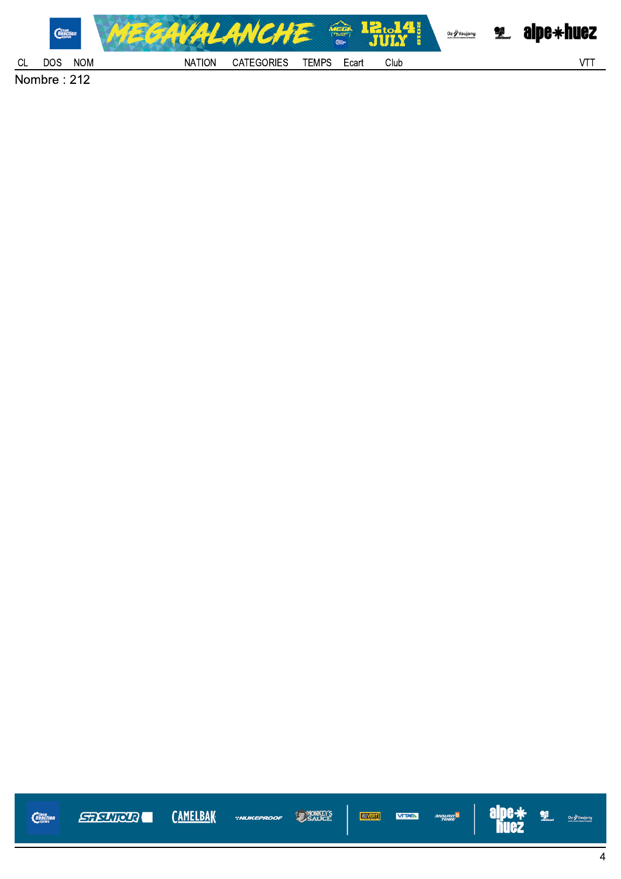| CL | DOS | NOM | NATION | CATEGORIES | TEMPS | Ecart | Club | VTT |
|---|---|---|---|---|---|---|---|---|

Nombre : 212